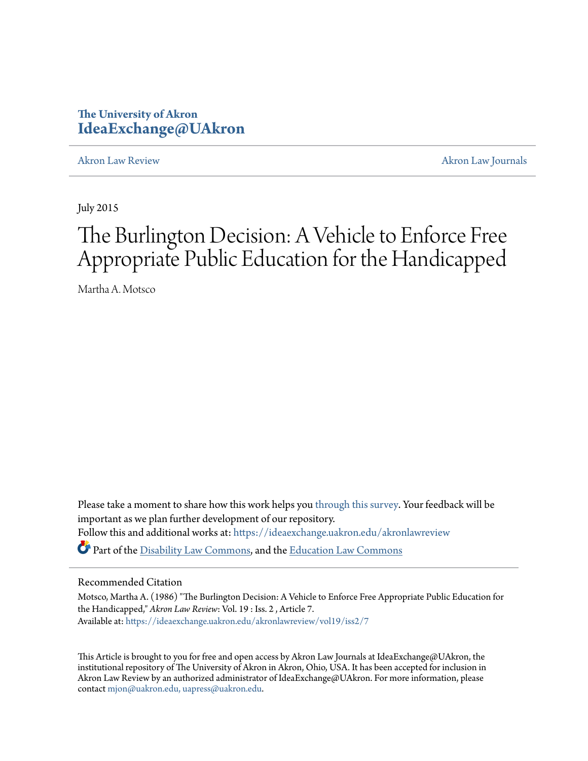The University of Akron
**IdeaExchange@UAkron**

Akron Law Review | Akron Law Journals

July 2015

# The Burlington Decision: A Vehicle to Enforce Free Appropriate Public Education for the Handicapped

Martha A. Motsco

Please take a moment to share how this work helps you through this survey. Your feedback will be important as we plan further development of our repository.
Follow this and additional works at: https://ideaexchange.uakron.edu/akronlawreview

Part of the Disability Law Commons, and the Education Law Commons

## Recommended Citation

Motsco, Martha A. (1986) "The Burlington Decision: A Vehicle to Enforce Free Appropriate Public Education for the Handicapped," *Akron Law Review*: Vol. 19 : Iss. 2 , Article 7.
Available at: https://ideaexchange.uakron.edu/akronlawreview/vol19/iss2/7

This Article is brought to you for free and open access by Akron Law Journals at IdeaExchange@UAkron, the institutional repository of The University of Akron in Akron, Ohio, USA. It has been accepted for inclusion in Akron Law Review by an authorized administrator of IdeaExchange@UAkron. For more information, please contact mjon@uakron.edu, uapress@uakron.edu.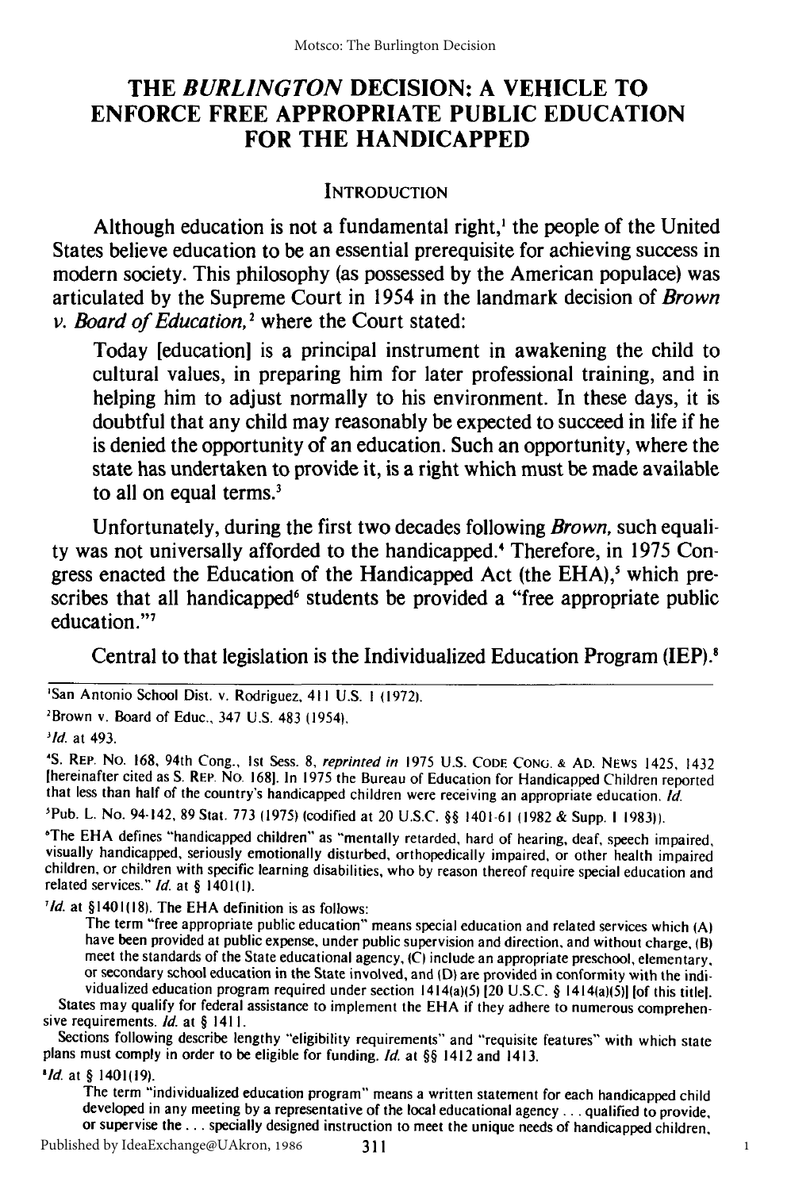# THE *BURLINGTON* DECISION: A VEHICLE TO ENFORCE FREE APPROPRIATE PUBLIC EDUCATION FOR THE HANDICAPPED

## INTRODUCTION

Although education is not a fundamental right,[1] the people of the United States believe education to be an essential prerequisite for achieving success in modern society. This philosophy (as possessed by the American populace) was articulated by the Supreme Court in 1954 in the landmark decision of *Brown v. Board of Education,*[2] where the Court stated:

> Today [education] is a principal instrument in awakening the child to cultural values, in preparing him for later professional training, and in helping him to adjust normally to his environment. In these days, it is doubtful that any child may reasonably be expected to succeed in life if he is denied the opportunity of an education. Such an opportunity, where the state has undertaken to provide it, is a right which must be made available to all on equal terms.[3]

Unfortunately, during the first two decades following *Brown,* such equality was not universally afforded to the handicapped.[4] Therefore, in 1975 Congress enacted the Education of the Handicapped Act (the EHA),[5] which prescribes that all handicapped[6] students be provided a "free appropriate public education."[7]

Central to that legislation is the Individualized Education Program (IEP).[8]

---

[1] San Antonio School Dist. v. Rodriguez, 411 U.S. 1 (1972).

[2] Brown v. Board of Educ., 347 U.S. 483 (1954).

[3] *Id.* at 493.

[4] S. REP. NO. 168, 94th Cong., 1st Sess. 8, *reprinted in* 1975 U.S. CODE CONG. & AD. NEWS 1425, 1432 [hereinafter cited as S. REP. NO. 168]. In 1975 the Bureau of Education for Handicapped Children reported that less than half of the country's handicapped children were receiving an appropriate education. *Id.*

[5] Pub. L. No. 94-142, 89 Stat. 773 (1975) (codified at 20 U.S.C. §§ 1401-61 (1982 & Supp. I 1983)).

[6] The EHA defines "handicapped children" as "mentally retarded, hard of hearing, deaf, speech impaired, visually handicapped, seriously emotionally disturbed, orthopedically impaired, or other health impaired children, or children with specific learning disabilities, who by reason thereof require special education and related services." *Id.* at § 1401(1).

[7] *Id.* at §1401(18). The EHA definition is as follows:

> The term "free appropriate public education" means special education and related services which (A) have been provided at public expense, under public supervision and direction, and without charge, (B) meet the standards of the State educational agency, (C) include an appropriate preschool, elementary, or secondary school education in the State involved, and (D) are provided in conformity with the individualized education program required under section 1414(a)(5) [20 U.S.C. § 1414(a)(5)] [of this title].

States may qualify for federal assistance to implement the EHA if they adhere to numerous comprehensive requirements. *Id.* at § 1411.

Sections following describe lengthy "eligibility requirements" and "requisite features" with which state plans must comply in order to be eligible for funding. *Id.* at §§ 1412 and 1413.

[8] *Id.* at § 1401(19).

> The term "individualized education program" means a written statement for each handicapped child developed in any meeting by a representative of the local educational agency . . . qualified to provide, or supervise the . . . specially designed instruction to meet the unique needs of handicapped children,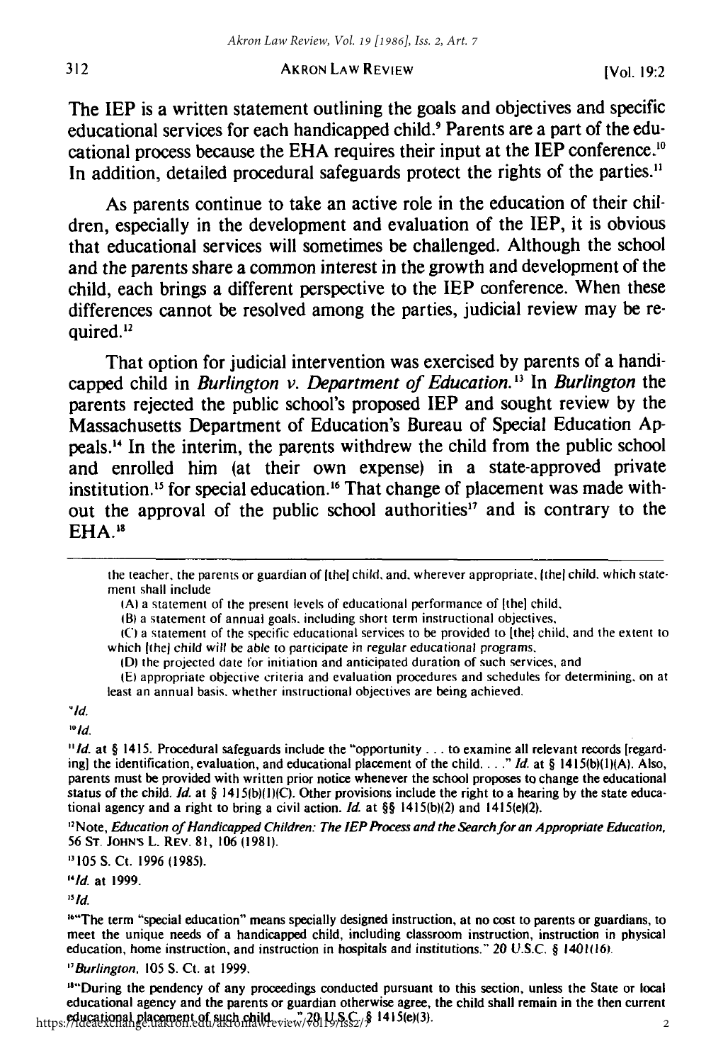The IEP is a written statement outlining the goals and objectives and specific educational services for each handicapped child.[9] Parents are a part of the educational process because the EHA requires their input at the IEP conference.[10] In addition, detailed procedural safeguards protect the rights of the parties.[11]

As parents continue to take an active role in the education of their children, especially in the development and evaluation of the IEP, it is obvious that educational services will sometimes be challenged. Although the school and the parents share a common interest in the growth and development of the child, each brings a different perspective to the IEP conference. When these differences cannot be resolved among the parties, judicial review may be required.[12]

That option for judicial intervention was exercised by parents of a handicapped child in *Burlington v. Department of Education.*[13] In *Burlington* the parents rejected the public school's proposed IEP and sought review by the Massachusetts Department of Education's Bureau of Special Education Appeals.[14] In the interim, the parents withdrew the child from the public school and enrolled him (at their own expense) in a state-approved private institution.[15] for special education.[16] That change of placement was made without the approval of the public school authorities[17] and is contrary to the EHA.[18]

---

the teacher, the parents or guardian of [the] child, and, wherever appropriate, [the] child, which statement shall include

(A) a statement of the present levels of educational performance of [the] child,

(B) a statement of annual goals, including short term instructional objectives,

(C) a statement of the specific educational services to be provided to [the] child, and the extent to which [the] child will be able to participate in regular educational programs,

(D) the projected date for initiation and anticipated duration of such services, and

(E) appropriate objective criteria and evaluation procedures and schedules for determining, on at least an annual basis, whether instructional objectives are being achieved.

[9] *Id.*

[10] *Id.*

[11] *Id.* at § 1415. Procedural safeguards include the "opportunity . . . to examine all relevant records [regarding] the identification, evaluation, and educational placement of the child. . . ." *Id.* at § 1415(b)(1)(A). Also, parents must be provided with written prior notice whenever the school proposes to change the educational status of the child. *Id.* at § 1415(b)(1)(C). Other provisions include the right to a hearing by the state educational agency and a right to bring a civil action. *Id.* at §§ 1415(b)(2) and 1415(e)(2).

[12] Note, *Education of Handicapped Children: The IEP Process and the Search for an Appropriate Education,* 56 ST. JOHN'S L. REV. 81, 106 (1981).

[13] 105 S. Ct. 1996 (1985).

[14] *Id.* at 1999.

[15] *Id.*

[16] "The term "special education" means specially designed instruction, at no cost to parents or guardians, to meet the unique needs of a handicapped child, including classroom instruction, instruction in physical education, home instruction, and instruction in hospitals and institutions." 20 U.S.C. § 1401(16).

[17] *Burlington,* 105 S. Ct. at 1999.

[18] "During the pendency of any proceedings conducted pursuant to this section, unless the State or local educational agency and the parents or guardian otherwise agree, the child shall remain in the then current educational placement of such child. . . ." 20 U.S.C. § 1415(e)(3).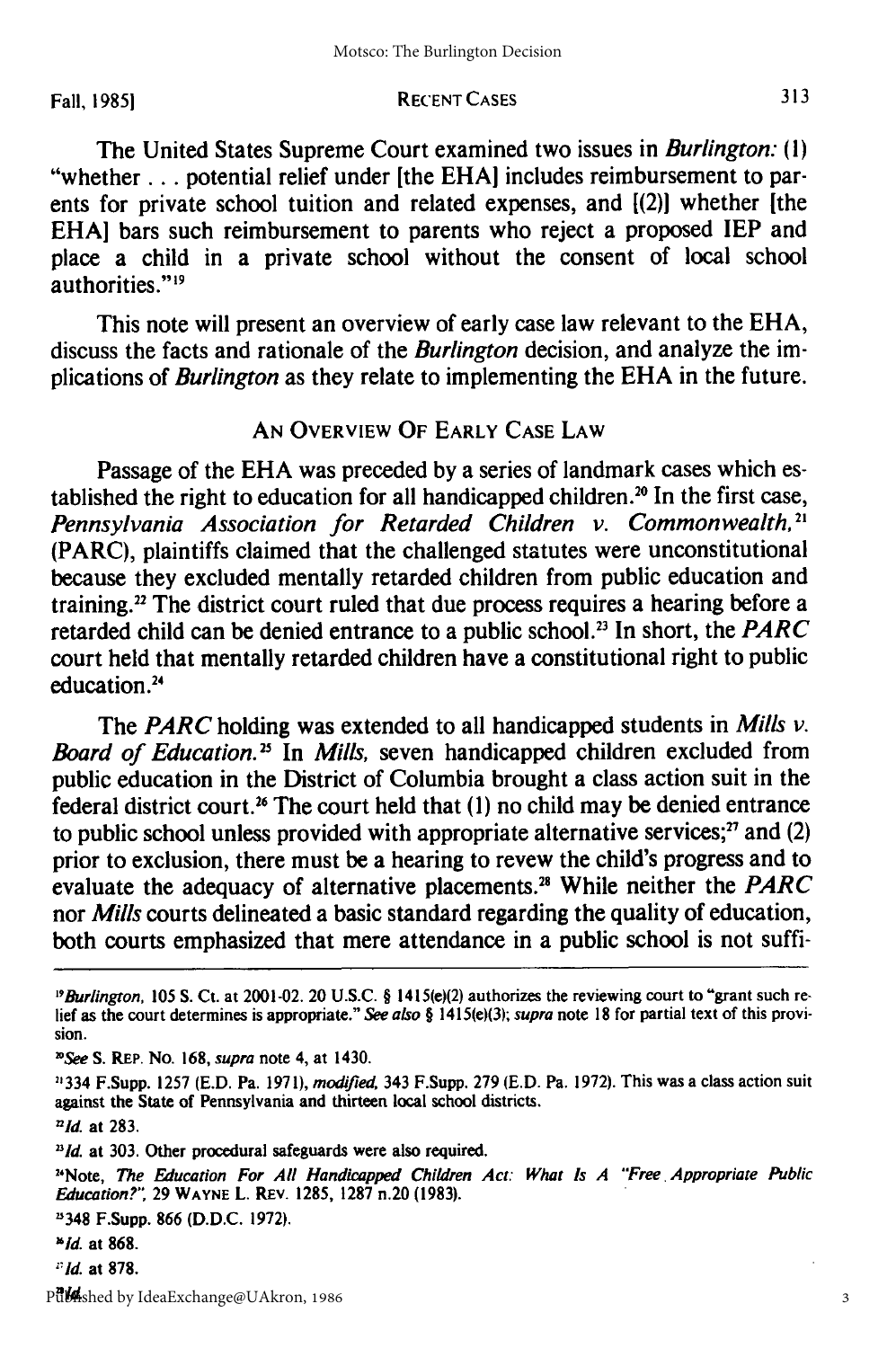The United States Supreme Court examined two issues in *Burlington:* (1) "whether . . . potential relief under [the EHA] includes reimbursement to parents for private school tuition and related expenses, and [(2)] whether [the EHA] bars such reimbursement to parents who reject a proposed IEP and place a child in a private school without the consent of local school authorities."[19]

This note will present an overview of early case law relevant to the EHA, discuss the facts and rationale of the *Burlington* decision, and analyze the implications of *Burlington* as they relate to implementing the EHA in the future.

## AN OVERVIEW OF EARLY CASE LAW

Passage of the EHA was preceded by a series of landmark cases which established the right to education for all handicapped children.[20] In the first case, *Pennsylvania Association for Retarded Children v. Commonwealth,*[21] (PARC), plaintiffs claimed that the challenged statutes were unconstitutional because they excluded mentally retarded children from public education and training.[22] The district court ruled that due process requires a hearing before a retarded child can be denied entrance to a public school.[23] In short, the *PARC* court held that mentally retarded children have a constitutional right to public education.[24]

The *PARC* holding was extended to all handicapped students in *Mills v. Board of Education.*[25] In *Mills,* seven handicapped children excluded from public education in the District of Columbia brought a class action suit in the federal district court.[26] The court held that (1) no child may be denied entrance to public school unless provided with appropriate alternative services;[27] and (2) prior to exclusion, there must be a hearing to revew the child's progress and to evaluate the adequacy of alternative placements.[28] While neither the *PARC* nor *Mills* courts delineated a basic standard regarding the quality of education, both courts emphasized that mere attendance in a public school is not suffi-

---

[19] *Burlington,* 105 S. Ct. at 2001-02. 20 U.S.C. § 1415(e)(2) authorizes the reviewing court to "grant such relief as the court determines is appropriate." *See also* § 1415(e)(3); *supra* note 18 for partial text of this provision.

[20] *See* S. REP. NO. 168, *supra* note 4, at 1430.

[21] 334 F.Supp. 1257 (E.D. Pa. 1971), *modified,* 343 F.Supp. 279 (E.D. Pa. 1972). This was a class action suit against the State of Pennsylvania and thirteen local school districts.

[22] *Id.* at 283.

[23] *Id.* at 303. Other procedural safeguards were also required.

[24] Note, *The Education For All Handicapped Children Act: What Is A "Free Appropriate Public Education?",* 29 WAYNE L. REV. 1285, 1287 n.20 (1983).

[25] 348 F.Supp. 866 (D.D.C. 1972).

[26] *Id.* at 868.

[27] *Id.* at 878.

[28] *Id.*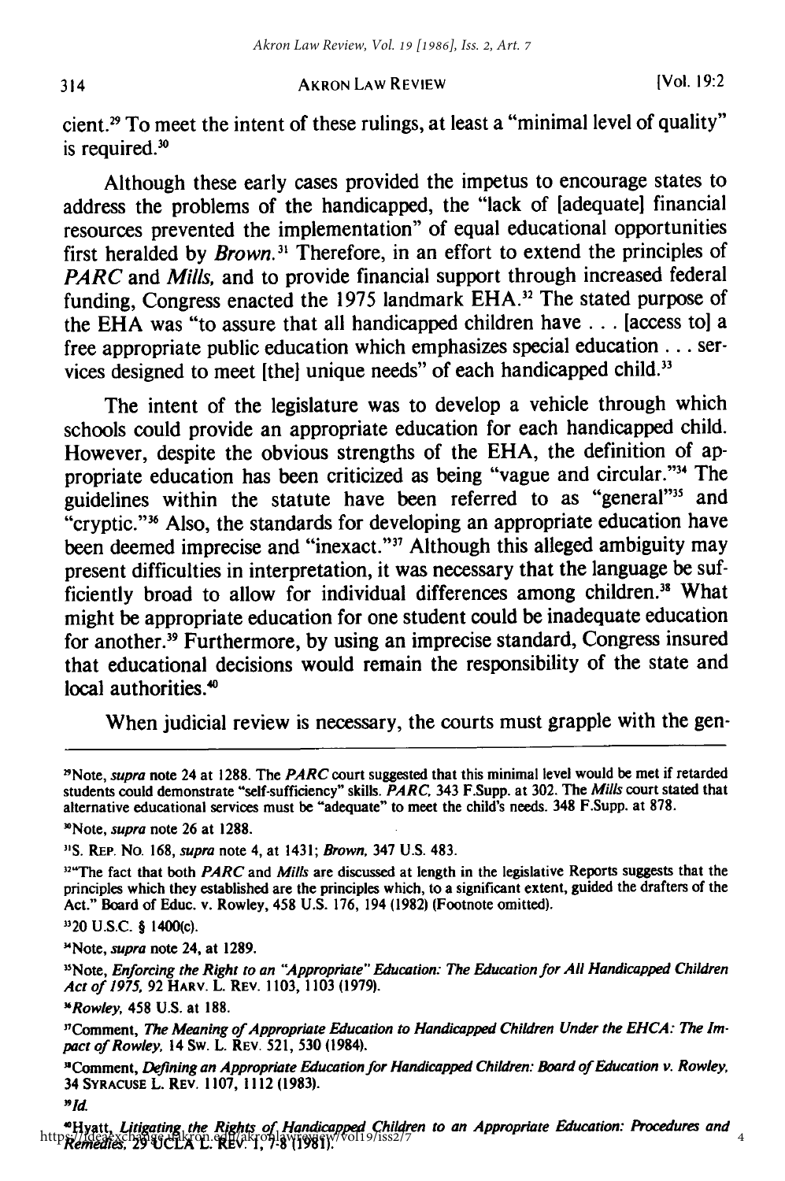cient.[29] To meet the intent of these rulings, at least a "minimal level of quality" is required.[30]

Although these early cases provided the impetus to encourage states to address the problems of the handicapped, the "lack of [adequate] financial resources prevented the implementation" of equal educational opportunities first heralded by *Brown*.[31] Therefore, in an effort to extend the principles of *PARC* and *Mills*, and to provide financial support through increased federal funding, Congress enacted the 1975 landmark EHA.[32] The stated purpose of the EHA was "to assure that all handicapped children have . . . [access to] a free appropriate public education which emphasizes special education . . . services designed to meet [the] unique needs" of each handicapped child.[33]

The intent of the legislature was to develop a vehicle through which schools could provide an appropriate education for each handicapped child. However, despite the obvious strengths of the EHA, the definition of appropriate education has been criticized as being "vague and circular."[34] The guidelines within the statute have been referred to as "general"[35] and "cryptic."[36] Also, the standards for developing an appropriate education have been deemed imprecise and "inexact."[37] Although this alleged ambiguity may present difficulties in interpretation, it was necessary that the language be sufficiently broad to allow for individual differences among children.[38] What might be appropriate education for one student could be inadequate education for another.[39] Furthermore, by using an imprecise standard, Congress insured that educational decisions would remain the responsibility of the state and local authorities.[40]

When judicial review is necessary, the courts must grapple with the gen-

---

[29] Note, *supra* note 24 at 1288. The *PARC* court suggested that this minimal level would be met if retarded students could demonstrate "self-sufficiency" skills. *PARC*, 343 F.Supp. at 302. The *Mills* court stated that alternative educational services must be "adequate" to meet the child's needs. 348 F.Supp. at 878.

[30] Note, *supra* note 26 at 1288.

[31] S. REP. NO. 168, *supra* note 4, at 1431; *Brown*, 347 U.S. 483.

[32] "The fact that both *PARC* and *Mills* are discussed at length in the legislative Reports suggests that the principles which they established are the principles which, to a significant extent, guided the drafters of the Act." Board of Educ. v. Rowley, 458 U.S. 176, 194 (1982) (Footnote omitted).

[33] 20 U.S.C. § 1400(c).

[34] Note, *supra* note 24, at 1289.

[35] Note, *Enforcing the Right to an "Appropriate" Education: The Education for All Handicapped Children Act of 1975*, 92 HARV. L. REV. 1103, 1103 (1979).

[36] *Rowley*, 458 U.S. at 188.

[37] Comment, *The Meaning of Appropriate Education to Handicapped Children Under the EHCA: The Impact of Rowley*, 14 SW. L. REV. 521, 530 (1984).

[38] Comment, *Defining an Appropriate Education for Handicapped Children: Board of Education v. Rowley*, 34 SYRACUSE L. REV. 1107, 1112 (1983).

[39] *Id.*

[40] Hyatt, *Litigating the Rights of Handicapped Children to an Appropriate Education: Procedures and Remedies*, 29 UCLA L. REV. 1, 7-8 (1981).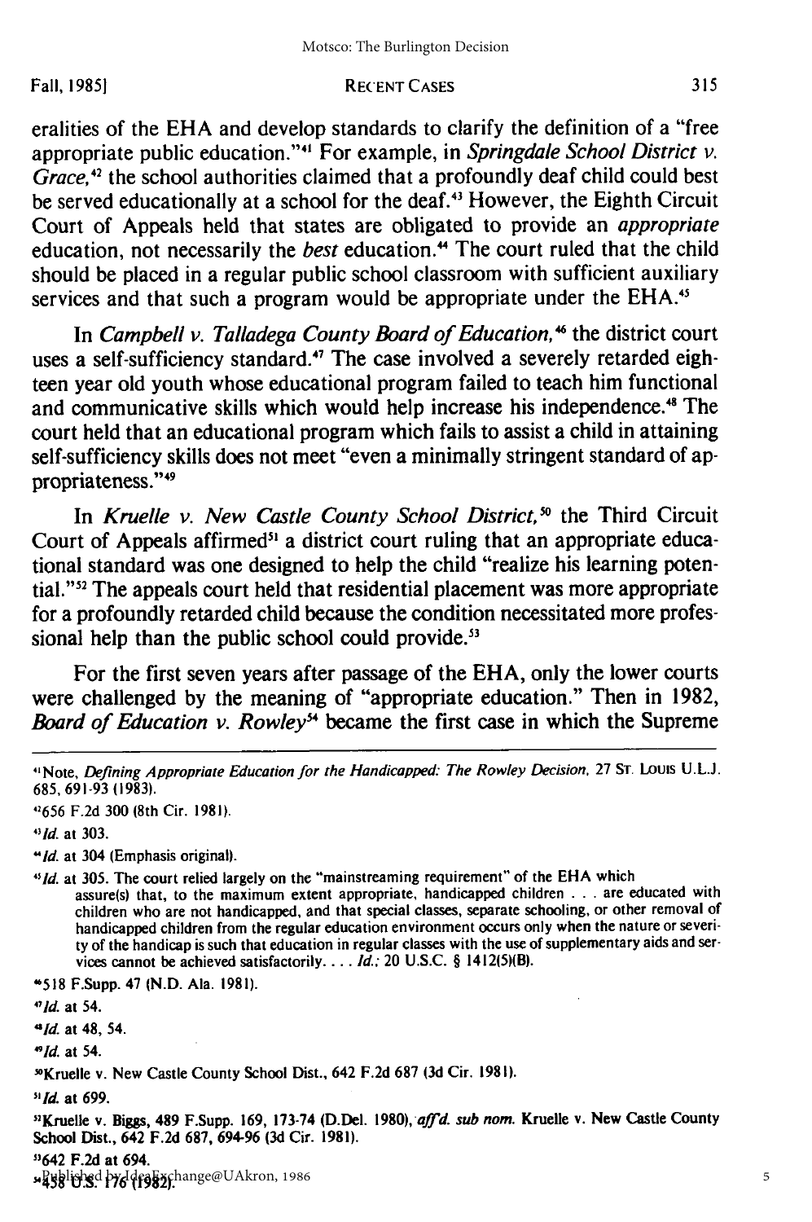eralities of the EHA and develop standards to clarify the definition of a "free appropriate public education."[41] For example, in *Springdale School District v. Grace*,[42] the school authorities claimed that a profoundly deaf child could best be served educationally at a school for the deaf.[43] However, the Eighth Circuit Court of Appeals held that states are obligated to provide an *appropriate* education, not necessarily the *best* education.[44] The court ruled that the child should be placed in a regular public school classroom with sufficient auxiliary services and that such a program would be appropriate under the EHA.[45]

In *Campbell v. Talladega County Board of Education*,[46] the district court uses a self-sufficiency standard.[47] The case involved a severely retarded eighteen year old youth whose educational program failed to teach him functional and communicative skills which would help increase his independence.[48] The court held that an educational program which fails to assist a child in attaining self-sufficiency skills does not meet "even a minimally stringent standard of appropriateness."[49]

In *Kruelle v. New Castle County School District*,[50] the Third Circuit Court of Appeals affirmed[51] a district court ruling that an appropriate educational standard was one designed to help the child "realize his learning potential."[52] The appeals court held that residential placement was more appropriate for a profoundly retarded child because the condition necessitated more professional help than the public school could provide.[53]

For the first seven years after passage of the EHA, only the lower courts were challenged by the meaning of "appropriate education." Then in 1982, *Board of Education v. Rowley*[54] became the first case in which the Supreme

---

[41] Note, *Defining Appropriate Education for the Handicapped: The Rowley Decision*, 27 ST. LOUIS U.L.J. 685, 691-93 (1983).

[42] 656 F.2d 300 (8th Cir. 1981).

[43] *Id.* at 303.

[44] *Id.* at 304 (Emphasis original).

[45] *Id.* at 305. The court relied largely on the "mainstreaming requirement" of the EHA which

> assure(s) that, to the maximum extent appropriate, handicapped children . . . are educated with children who are not handicapped, and that special classes, separate schooling, or other removal of handicapped children from the regular education environment occurs only when the nature or severity of the handicap is such that education in regular classes with the use of supplementary aids and services cannot be achieved satisfactorily. . . . *Id.*; 20 U.S.C. § 1412(5)(B).

[46] 518 F.Supp. 47 (N.D. Ala. 1981).

[47] *Id.* at 54.

[48] *Id.* at 48, 54.

[49] *Id.* at 54.

[50] Kruelle v. New Castle County School Dist., 642 F.2d 687 (3d Cir. 1981).

[51] *Id.* at 699.

[52] Kruelle v. Biggs, 489 F.Supp. 169, 173-74 (D.Del. 1980), *aff'd. sub nom.* Kruelle v. New Castle County School Dist., 642 F.2d 687, 694-96 (3d Cir. 1981).

[53] 642 F.2d at 694.

[54] 458 U.S. 176 (1982).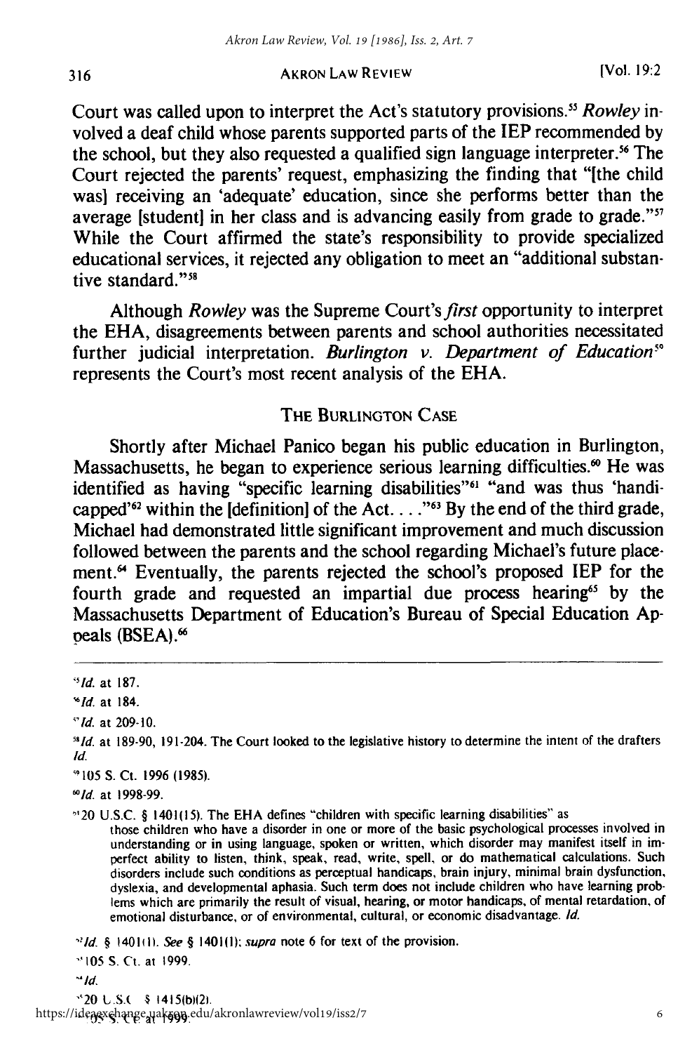Court was called upon to interpret the Act's statutory provisions.[55] *Rowley* involved a deaf child whose parents supported parts of the IEP recommended by the school, but they also requested a qualified sign language interpreter.[56] The Court rejected the parents' request, emphasizing the finding that "[the child was] receiving an 'adequate' education, since she performs better than the average [student] in her class and is advancing easily from grade to grade."[57] While the Court affirmed the state's responsibility to provide specialized educational services, it rejected any obligation to meet an "additional substantive standard."[58]

Although *Rowley* was the Supreme Court's *first* opportunity to interpret the EHA, disagreements between parents and school authorities necessitated further judicial interpretation. *Burlington v. Department of Education*[59] represents the Court's most recent analysis of the EHA.

## THE BURLINGTON CASE

Shortly after Michael Panico began his public education in Burlington, Massachusetts, he began to experience serious learning difficulties.[60] He was identified as having "specific learning disabilities"[61] "and was thus 'handicapped'[62] within the [definition] of the Act. . . ."[63] By the end of the third grade, Michael had demonstrated little significant improvement and much discussion followed between the parents and the school regarding Michael's future placement.[64] Eventually, the parents rejected the school's proposed IEP for the fourth grade and requested an impartial due process hearing[65] by the Massachusetts Department of Education's Bureau of Special Education Appeals (BSEA).[66]

---

[55] *Id.* at 187.

[56] *Id.* at 184.

[57] *Id.* at 209-10.

[58] *Id.* at 189-90, 191-204. The Court looked to the legislative history to determine the intent of the drafters *Id.*

[59] 105 S. Ct. 1996 (1985).

[60] *Id.* at 1998-99.

[61] 20 U.S.C. § 1401(15). The EHA defines "children with specific learning disabilities" as

> those children who have a disorder in one or more of the basic psychological processes involved in understanding or in using language, spoken or written, which disorder may manifest itself in imperfect ability to listen, think, speak, read, write, spell, or do mathematical calculations. Such disorders include such conditions as perceptual handicaps, brain injury, minimal brain dysfunction, dyslexia, and developmental aphasia. Such term does not include children who have learning problems which are primarily the result of visual, hearing, or motor handicaps, of mental retardation, of emotional disturbance, or of environmental, cultural, or economic disadvantage. *Id.*

[62] *Id.* § 1401(1). *See* § 1401(1); *supra* note 6 for text of the provision.

[63] 105 S. Ct. at 1999.

[64] *Id.*

[65] 20 U.S.C. § 1415(b)(2).

[66] 105 S. Ct. at 1999.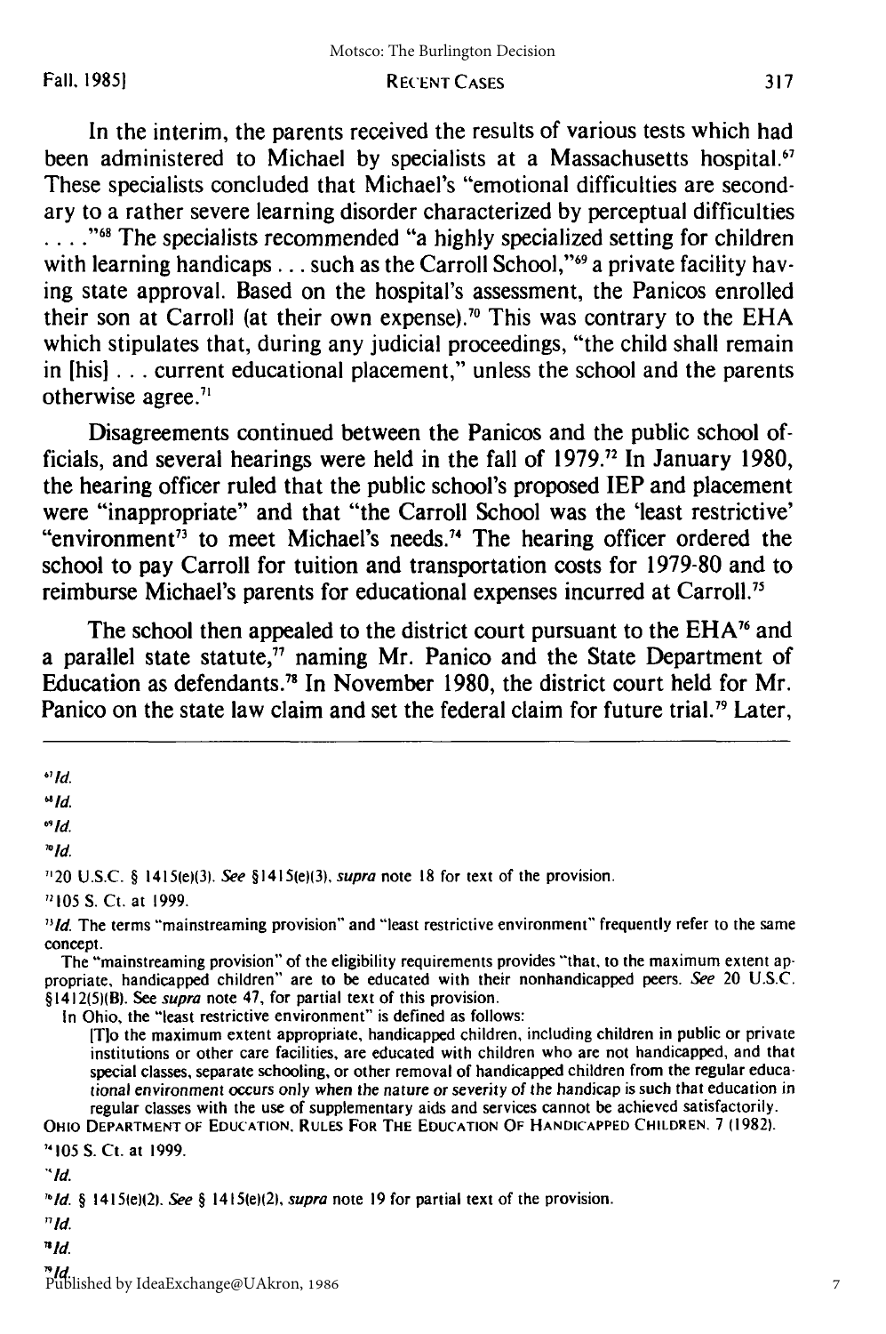In the interim, the parents received the results of various tests which had been administered to Michael by specialists at a Massachusetts hospital.[67] These specialists concluded that Michael's "emotional difficulties are secondary to a rather severe learning disorder characterized by perceptual difficulties . . . ."[68] The specialists recommended "a highly specialized setting for children with learning handicaps . . . such as the Carroll School,"[69] a private facility having state approval. Based on the hospital's assessment, the Panicos enrolled their son at Carroll (at their own expense).[70] This was contrary to the EHA which stipulates that, during any judicial proceedings, "the child shall remain in [his] . . . current educational placement," unless the school and the parents otherwise agree.[71]

Disagreements continued between the Panicos and the public school officials, and several hearings were held in the fall of 1979.[72] In January 1980, the hearing officer ruled that the public school's proposed IEP and placement were "inappropriate" and that "the Carroll School was the 'least restrictive' "environment[73] to meet Michael's needs.[74] The hearing officer ordered the school to pay Carroll for tuition and transportation costs for 1979-80 and to reimburse Michael's parents for educational expenses incurred at Carroll.[75]

The school then appealed to the district court pursuant to the EHA[76] and a parallel state statute,[77] naming Mr. Panico and the State Department of Education as defendants.[78] In November 1980, the district court held for Mr. Panico on the state law claim and set the federal claim for future trial.[79] Later,

---

[67] *Id.*

[68] *Id.*

[69] *Id.*

[70] *Id.*

[71] 20 U.S.C. § 1415(e)(3). *See* §1415(e)(3), *supra* note 18 for text of the provision.

[72] 105 S. Ct. at 1999.

[73] *Id.* The terms "mainstreaming provision" and "least restrictive environment" frequently refer to the same concept.

The "mainstreaming provision" of the eligibility requirements provides "that, to the maximum extent appropriate, handicapped children" are to be educated with their nonhandicapped peers. *See* 20 U.S.C. §1412(5)(B). *See supra* note 47, for partial text of this provision.

In Ohio, the "least restrictive environment" is defined as follows:

> [T]o the maximum extent appropriate, handicapped children, including children in public or private institutions or other care facilities, are educated with children who are not handicapped, and that special classes, separate schooling, or other removal of handicapped children from the regular educational environment occurs only when the nature or severity of the handicap is such that education in regular classes with the use of supplementary aids and services cannot be achieved satisfactorily.

OHIO DEPARTMENT OF EDUCATION, RULES FOR THE EDUCATION OF HANDICAPPED CHILDREN. 7 (1982).

[74] 105 S. Ct. at 1999.

[75] *Id.*

[76] *Id.* § 1415(e)(2). *See* § 1415(e)(2), *supra* note 19 for partial text of the provision.

[77] *Id.*

[78] *Id.*

[79] *Id.*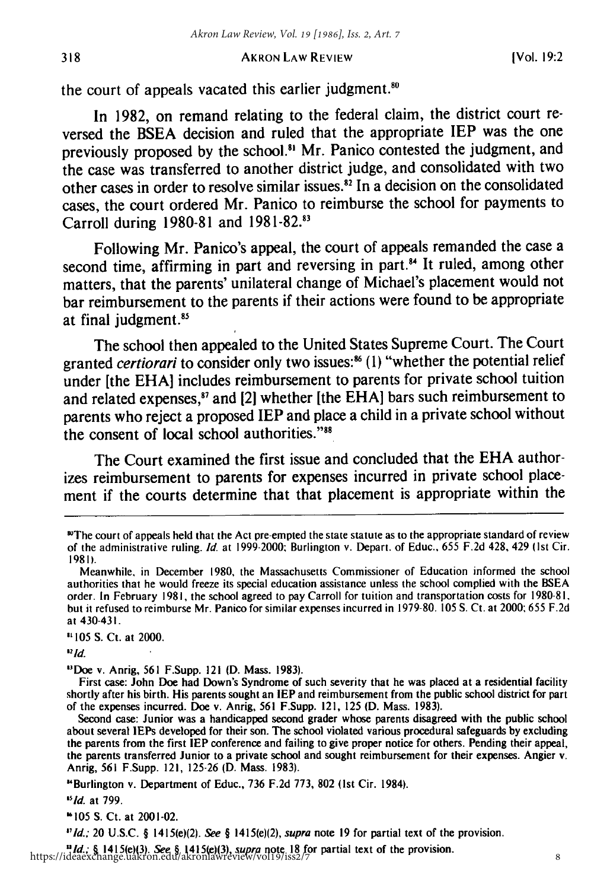the court of appeals vacated this earlier judgment.[80]

In 1982, on remand relating to the federal claim, the district court reversed the BSEA decision and ruled that the appropriate IEP was the one previously proposed by the school.[81] Mr. Panico contested the judgment, and the case was transferred to another district judge, and consolidated with two other cases in order to resolve similar issues.[82] In a decision on the consolidated cases, the court ordered Mr. Panico to reimburse the school for payments to Carroll during 1980-81 and 1981-82.[83]

Following Mr. Panico's appeal, the court of appeals remanded the case a second time, affirming in part and reversing in part.[84] It ruled, among other matters, that the parents' unilateral change of Michael's placement would not bar reimbursement to the parents if their actions were found to be appropriate at final judgment.[85]

The school then appealed to the United States Supreme Court. The Court granted *certiorari* to consider only two issues:[86] (1) "whether the potential relief under [the EHA] includes reimbursement to parents for private school tuition and related expenses,[87] and [2] whether [the EHA] bars such reimbursement to parents who reject a proposed IEP and place a child in a private school without the consent of local school authorities."[88]

The Court examined the first issue and concluded that the EHA authorizes reimbursement to parents for expenses incurred in private school placement if the courts determine that that placement is appropriate within the

---

[80] The court of appeals held that the Act pre-empted the state statute as to the appropriate standard of review of the administrative ruling. *Id.* at 1999-2000; Burlington v. Depart. of Educ., 655 F.2d 428, 429 (1st Cir. 1981).

Meanwhile, in December 1980, the Massachusetts Commissioner of Education informed the school authorities that he would freeze its special education assistance unless the school complied with the BSEA order. In February 1981, the school agreed to pay Carroll for tuition and transportation costs for 1980-81, but it refused to reimburse Mr. Panico for similar expenses incurred in 1979-80. 105 S. Ct. at 2000; 655 F.2d at 430-431.

[81] 105 S. Ct. at 2000.

[82] *Id.*

[83] Doe v. Anrig, 561 F.Supp. 121 (D. Mass. 1983).

First case: John Doe had Down's Syndrome of such severity that he was placed at a residential facility shortly after his birth. His parents sought an IEP and reimbursement from the public school district for part of the expenses incurred. Doe v. Anrig, 561 F.Supp. 121, 125 (D. Mass. 1983).

Second case: Junior was a handicapped second grader whose parents disagreed with the public school about several IEPs developed for their son. The school violated various procedural safeguards by excluding the parents from the first IEP conference and failing to give proper notice for others. Pending their appeal, the parents transferred Junior to a private school and sought reimbursement for their expenses. Angier v. Anrig, 561 F.Supp. 121, 125-26 (D. Mass. 1983).

[84] Burlington v. Department of Educ., 736 F.2d 773, 802 (1st Cir. 1984).

[85] *Id.* at 799.

[86] 105 S. Ct. at 2001-02.

[87] *Id.*; 20 U.S.C. § 1415(e)(2). *See* § 1415(e)(2), *supra* note 19 for partial text of the provision.

[88] *Id.*; § 1415(e)(3). *See* § 1415(e)(3), *supra* note 18 for partial text of the provision.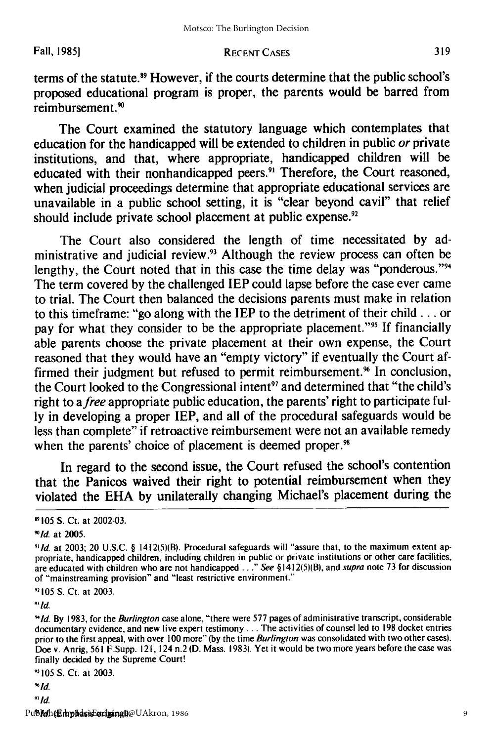terms of the statute.[89] However, if the courts determine that the public school's proposed educational program is proper, the parents would be barred from reimbursement.[90]

The Court examined the statutory language which contemplates that education for the handicapped will be extended to children in public *or* private institutions, and that, where appropriate, handicapped children will be educated with their nonhandicapped peers.[91] Therefore, the Court reasoned, when judicial proceedings determine that appropriate educational services are unavailable in a public school setting, it is "clear beyond cavil" that relief should include private school placement at public expense.[92]

The Court also considered the length of time necessitated by administrative and judicial review.[93] Although the review process can often be lengthy, the Court noted that in this case the time delay was "ponderous."[94] The term covered by the challenged IEP could lapse before the case ever came to trial. The Court then balanced the decisions parents must make in relation to this timeframe: "go along with the IEP to the detriment of their child . . . or pay for what they consider to be the appropriate placement."[95] If financially able parents choose the private placement at their own expense, the Court reasoned that they would have an "empty victory" if eventually the Court affirmed their judgment but refused to permit reimbursement.[96] In conclusion, the Court looked to the Congressional intent[97] and determined that "the child's right to a *free* appropriate public education, the parents' right to participate fully in developing a proper IEP, and all of the procedural safeguards would be less than complete" if retroactive reimbursement were not an available remedy when the parents' choice of placement is deemed proper.[98]

In regard to the second issue, the Court refused the school's contention that the Panicos waived their right to potential reimbursement when they violated the EHA by unilaterally changing Michael's placement during the

---

[89] 105 S. Ct. at 2002-03.

[90] *Id.* at 2005.

[91] *Id.* at 2003; 20 U.S.C. § 1412(5)(B). Procedural safeguards will "assure that, to the maximum extent appropriate, handicapped children, including children in public or private institutions or other care facilities, are educated with children who are not handicapped . . ." *See* §1412(5)(B), and *supra* note 73 for discussion of "mainstreaming provision" and "least restrictive environment."

[92] 105 S. Ct. at 2003.

[93] *Id.*

[94] *Id.* By 1983, for the *Burlington* case alone, "there were 577 pages of administrative transcript, considerable documentary evidence, and new live expert testimony . . . The activities of counsel led to 198 docket entries prior to the first appeal, with over 100 more" (by the time *Burlington* was consolidated with two other cases). Doe v. Anrig, 561 F.Supp. 121, 124 n.2 (D. Mass. 1983). Yet it would be two more years before the case was finally decided by the Supreme Court!

[95] 105 S. Ct. at 2003.

[96] *Id.*

[97] *Id.*

[98] *Id.* (Emphasis original).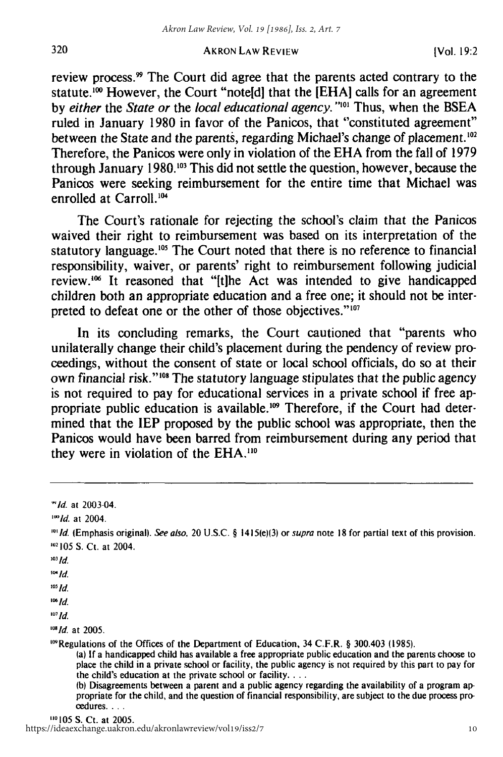review process.[99] The Court did agree that the parents acted contrary to the statute.[100] However, the Court "note[d] that the [EHA] calls for an agreement by *either* the *State or* the *local educational agency*."[101] Thus, when the BSEA ruled in January 1980 in favor of the Panicos, that "constituted agreement" between the State and the parents, regarding Michael's change of placement.[102] Therefore, the Panicos were only in violation of the EHA from the fall of 1979 through January 1980.[103] This did not settle the question, however, because the Panicos were seeking reimbursement for the entire time that Michael was enrolled at Carroll.[104]

The Court's rationale for rejecting the school's claim that the Panicos waived their right to reimbursement was based on its interpretation of the statutory language.[105] The Court noted that there is no reference to financial responsibility, waiver, or parents' right to reimbursement following judicial review.[106] It reasoned that "[t]he Act was intended to give handicapped children both an appropriate education and a free one; it should not be interpreted to defeat one or the other of those objectives."[107]

In its concluding remarks, the Court cautioned that "parents who unilaterally change their child's placement during the pendency of review proceedings, without the consent of state or local school officials, do so at their own financial risk."[108] The statutory language stipulates that the public agency is not required to pay for educational services in a private school if free appropriate public education is available.[109] Therefore, if the Court had determined that the IEP proposed by the public school was appropriate, then the Panicos would have been barred from reimbursement during any period that they were in violation of the EHA.[110]

---

[99] *Id.* at 2003-04.

[100] *Id.* at 2004.

[101] *Id.* (Emphasis original). *See also*, 20 U.S.C. § 1415(e)(3) or *supra* note 18 for partial text of this provision.

[102] 105 S. Ct. at 2004.

[103] *Id.*

[104] *Id.*

[105] *Id.*

[106] *Id.*

[107] *Id.*

[108] *Id.* at 2005.

[109] Regulations of the Offices of the Department of Education, 34 C.F.R. § 300.403 (1985).

(a) If a handicapped child has available a free appropriate public education and the parents choose to place the child in a private school or facility, the public agency is not required by this part to pay for the child's education at the private school or facility. . . .

(b) Disagreements between a parent and a public agency regarding the availability of a program appropriate for the child, and the question of financial responsibility, are subject to the due process procedures. . . .

[110] 105 S. Ct. at 2005.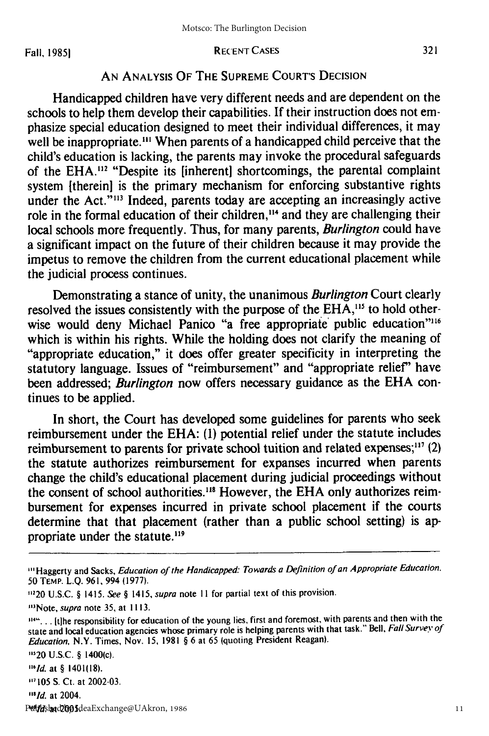## AN ANALYSIS OF THE SUPREME COURT'S DECISION

Handicapped children have very different needs and are dependent on the schools to help them develop their capabilities. If their instruction does not emphasize special education designed to meet their individual differences, it may well be inappropriate.[111] When parents of a handicapped child perceive that the child's education is lacking, the parents may invoke the procedural safeguards of the EHA.[112] "Despite its [inherent] shortcomings, the parental complaint system [therein] is the primary mechanism for enforcing substantive rights under the Act."[113] Indeed, parents today are accepting an increasingly active role in the formal education of their children,[114] and they are challenging their local schools more frequently. Thus, for many parents, *Burlington* could have a significant impact on the future of their children because it may provide the impetus to remove the children from the current educational placement while the judicial process continues.

Demonstrating a stance of unity, the unanimous *Burlington* Court clearly resolved the issues consistently with the purpose of the EHA,[115] to hold otherwise would deny Michael Panico "a free appropriate public education"[116] which is within his rights. While the holding does not clarify the meaning of "appropriate education," it does offer greater specificity in interpreting the statutory language. Issues of "reimbursement" and "appropriate relief" have been addressed; *Burlington* now offers necessary guidance as the EHA continues to be applied.

In short, the Court has developed some guidelines for parents who seek reimbursement under the EHA: (1) potential relief under the statute includes reimbursement to parents for private school tuition and related expenses;[117] (2) the statute authorizes reimbursement for expanses incurred when parents change the child's educational placement during judicial proceedings without the consent of school authorities.[118] However, the EHA only authorizes reimbursement for expenses incurred in private school placement if the courts determine that that placement (rather than a public school setting) is appropriate under the statute.[119]

---

[111] Haggerty and Sacks, *Education of the Handicapped: Towards a Definition of an Appropriate Education*. 50 TEMP. L.Q. 961, 994 (1977).

[112] 20 U.S.C. § 1415. *See* § 1415, *supra* note 11 for partial text of this provision.

[113] Note, *supra* note 35, at 1113.

[114] ". . . [t]he responsibility for education of the young lies, first and foremost, with parents and then with the state and local education agencies whose primary role is helping parents with that task." Bell, *Fall Survey of Education*, N.Y. Times, Nov. 15, 1981 § 6 at 65 (quoting President Reagan).

[115] 20 U.S.C. § 1400(c).

[116] *Id.* at § 1401(18).

[117] 105 S. Ct. at 2002-03.

[118] *Id.* at 2004.

[119] *Id.* at 2005.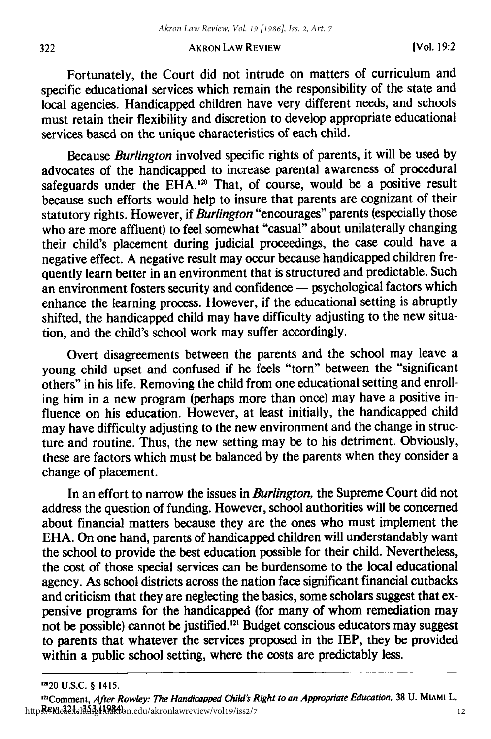Fortunately, the Court did not intrude on matters of curriculum and specific educational services which remain the responsibility of the state and local agencies. Handicapped children have very different needs, and schools must retain their flexibility and discretion to develop appropriate educational services based on the unique characteristics of each child.

Because *Burlington* involved specific rights of parents, it will be used by advocates of the handicapped to increase parental awareness of procedural safeguards under the EHA.[120] That, of course, would be a positive result because such efforts would help to insure that parents are cognizant of their statutory rights. However, if *Burlington* "encourages" parents (especially those who are more affluent) to feel somewhat "casual" about unilaterally changing their child's placement during judicial proceedings, the case could have a negative effect. A negative result may occur because handicapped children frequently learn better in an environment that is structured and predictable. Such an environment fosters security and confidence — psychological factors which enhance the learning process. However, if the educational setting is abruptly shifted, the handicapped child may have difficulty adjusting to the new situation, and the child's school work may suffer accordingly.

Overt disagreements between the parents and the school may leave a young child upset and confused if he feels "torn" between the "significant others" in his life. Removing the child from one educational setting and enrolling him in a new program (perhaps more than once) may have a positive influence on his education. However, at least initially, the handicapped child may have difficulty adjusting to the new environment and the change in structure and routine. Thus, the new setting may be to his detriment. Obviously, these are factors which must be balanced by the parents when they consider a change of placement.

In an effort to narrow the issues in *Burlington*, the Supreme Court did not address the question of funding. However, school authorities will be concerned about financial matters because they are the ones who must implement the EHA. On one hand, parents of handicapped children will understandably want the school to provide the best education possible for their child. Nevertheless, the cost of those special services can be burdensome to the local educational agency. As school districts across the nation face significant financial cutbacks and criticism that they are neglecting the basics, some scholars suggest that expensive programs for the handicapped (for many of whom remediation may not be possible) cannot be justified.[121] Budget conscious educators may suggest to parents that whatever the services proposed in the IEP, they be provided within a public school setting, where the costs are predictably less.

---

[120] 20 U.S.C. § 1415.

[121] Comment, *After Rowley: The Handicapped Child's Right to an Appropriate Education*, 38 U. MIAMI L. REV. 321, 353 (1984).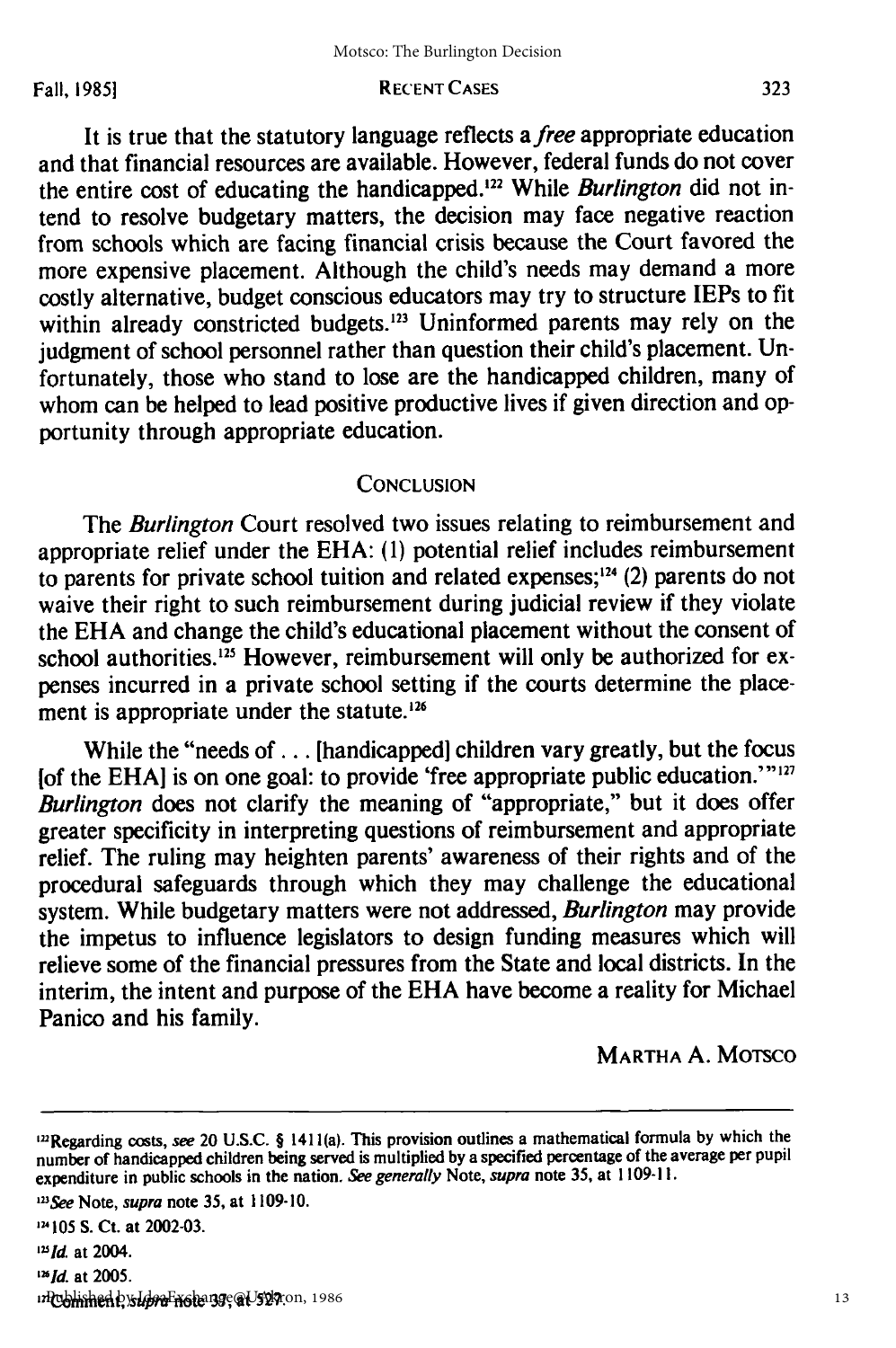It is true that the statutory language reflects a *free* appropriate education and that financial resources are available. However, federal funds do not cover the entire cost of educating the handicapped.[122] While *Burlington* did not intend to resolve budgetary matters, the decision may face negative reaction from schools which are facing financial crisis because the Court favored the more expensive placement. Although the child's needs may demand a more costly alternative, budget conscious educators may try to structure IEPs to fit within already constricted budgets.[123] Uninformed parents may rely on the judgment of school personnel rather than question their child's placement. Unfortunately, those who stand to lose are the handicapped children, many of whom can be helped to lead positive productive lives if given direction and opportunity through appropriate education.

## Conclusion

The *Burlington* Court resolved two issues relating to reimbursement and appropriate relief under the EHA: (1) potential relief includes reimbursement to parents for private school tuition and related expenses;[124] (2) parents do not waive their right to such reimbursement during judicial review if they violate the EHA and change the child's educational placement without the consent of school authorities.[125] However, reimbursement will only be authorized for expenses incurred in a private school setting if the courts determine the placement is appropriate under the statute.[126]

While the "needs of . . . [handicapped] children vary greatly, but the focus [of the EHA] is on one goal: to provide 'free appropriate public education.'"[127] *Burlington* does not clarify the meaning of "appropriate," but it does offer greater specificity in interpreting questions of reimbursement and appropriate relief. The ruling may heighten parents' awareness of their rights and of the procedural safeguards through which they may challenge the educational system. While budgetary matters were not addressed, *Burlington* may provide the impetus to influence legislators to design funding measures which will relieve some of the financial pressures from the State and local districts. In the interim, the intent and purpose of the EHA have become a reality for Michael Panico and his family.

Martha A. Motsco

---

[122] Regarding costs, *see* 20 U.S.C. § 1411(a). This provision outlines a mathematical formula by which the number of handicapped children being served is multiplied by a specified percentage of the average per pupil expenditure in public schools in the nation. *See generally* Note, *supra* note 35, at 1109-11.

[123] *See* Note, *supra* note 35, at 1109-10.

[124] 105 S. Ct. at 2002-03.

[125] *Id.* at 2004.

[126] *Id.* at 2005.

[127] Comment, *supra* note 39, at 527.